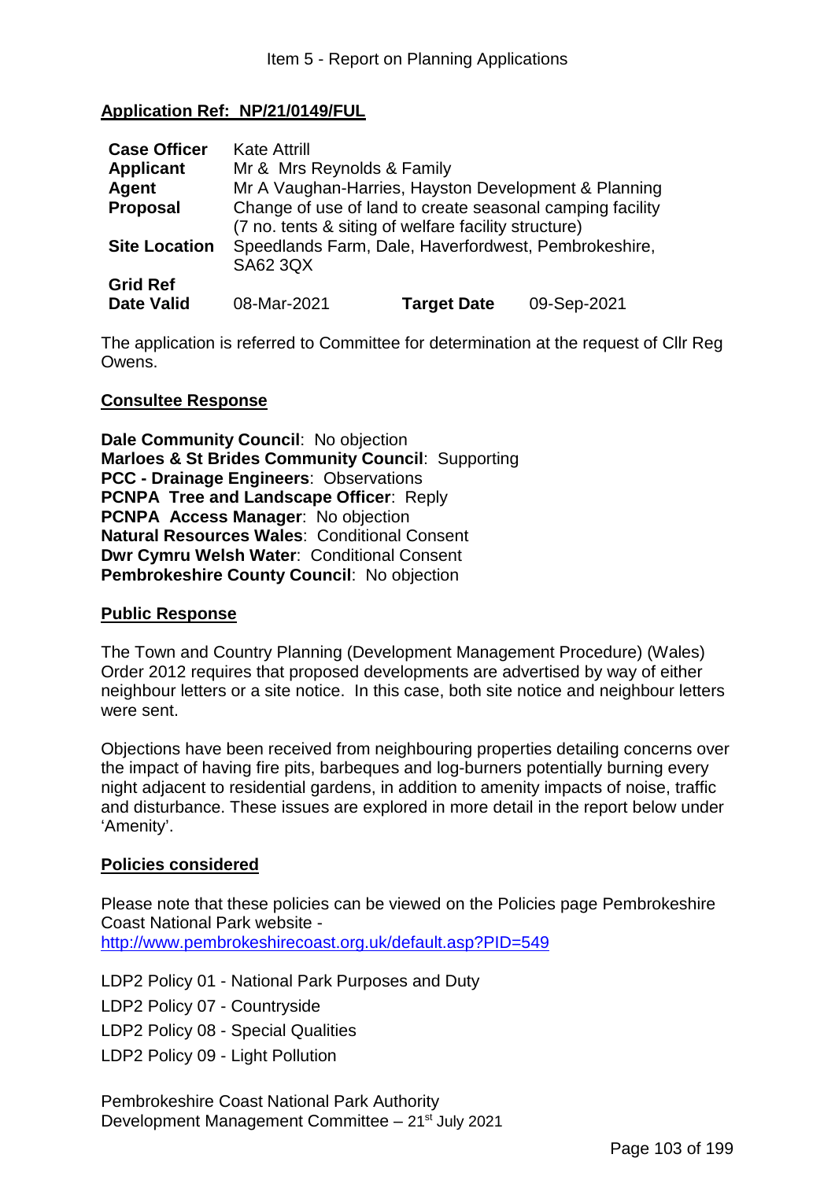Item 5 - Report on Planning Applications

## Application Ref: NP/21/0149/FUL

| | | | |
|---|---|---|---|
| **Case Officer** | Kate Attrill | | |
| **Applicant** | Mr & Mrs Reynolds & Family | | |
| **Agent** | Mr A Vaughan-Harries, Hayston Development & Planning | | |
| **Proposal** | Change of use of land to create seasonal camping facility (7 no. tents & siting of welfare facility structure) | | |
| **Site Location** | Speedlands Farm, Dale, Haverfordwest, Pembrokeshire, SA62 3QX | | |
| **Grid Ref** | | | |
| **Date Valid** | 08-Mar-2021 | **Target Date** | 09-Sep-2021 |

The application is referred to Committee for determination at the request of Cllr Reg Owens.

### Consultee Response

**Dale Community Council**: No objection
**Marloes & St Brides Community Council**: Supporting
**PCC - Drainage Engineers**: Observations
**PCNPA Tree and Landscape Officer**: Reply
**PCNPA Access Manager**: No objection
**Natural Resources Wales**: Conditional Consent
**Dwr Cymru Welsh Water**: Conditional Consent
**Pembrokeshire County Council**: No objection

### Public Response

The Town and Country Planning (Development Management Procedure) (Wales) Order 2012 requires that proposed developments are advertised by way of either neighbour letters or a site notice. In this case, both site notice and neighbour letters were sent.

Objections have been received from neighbouring properties detailing concerns over the impact of having fire pits, barbeques and log-burners potentially burning every night adjacent to residential gardens, in addition to amenity impacts of noise, traffic and disturbance. These issues are explored in more detail in the report below under 'Amenity'.

### Policies considered

Please note that these policies can be viewed on the Policies page Pembrokeshire Coast National Park website - http://www.pembrokeshirecoast.org.uk/default.asp?PID=549

LDP2 Policy 01 - National Park Purposes and Duty
LDP2 Policy 07 - Countryside
LDP2 Policy 08 - Special Qualities
LDP2 Policy 09 - Light Pollution

Pembrokeshire Coast National Park Authority
Development Management Committee – 21st July 2021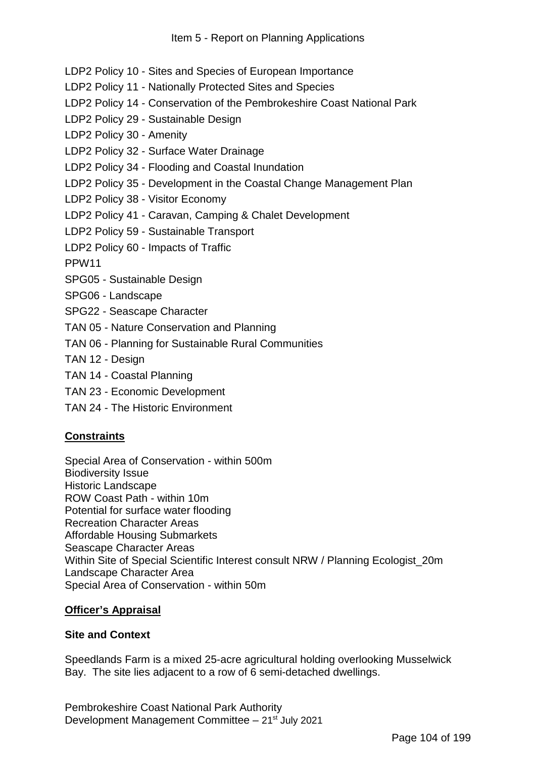LDP2 Policy 10 - Sites and Species of European Importance
LDP2 Policy 11 - Nationally Protected Sites and Species
LDP2 Policy 14 - Conservation of the Pembrokeshire Coast National Park
LDP2 Policy 29 - Sustainable Design
LDP2 Policy 30 - Amenity
LDP2 Policy 32 - Surface Water Drainage
LDP2 Policy 34 - Flooding and Coastal Inundation
LDP2 Policy 35 - Development in the Coastal Change Management Plan
LDP2 Policy 38 - Visitor Economy
LDP2 Policy 41 - Caravan, Camping & Chalet Development
LDP2 Policy 59 - Sustainable Transport
LDP2 Policy 60 - Impacts of Traffic
PPW11
SPG05 - Sustainable Design
SPG06 - Landscape
SPG22 - Seascape Character
TAN 05 - Nature Conservation and Planning
TAN 06 - Planning for Sustainable Rural Communities
TAN 12 - Design
TAN 14 - Coastal Planning
TAN 23 - Economic Development
TAN 24 - The Historic Environment

**Constraints**

Special Area of Conservation - within 500m
Biodiversity Issue
Historic Landscape
ROW Coast Path - within 10m
Potential for surface water flooding
Recreation Character Areas
Affordable Housing Submarkets
Seascape Character Areas
Within Site of Special Scientific Interest consult NRW / Planning Ecologist_20m
Landscape Character Area
Special Area of Conservation - within 50m

**Officer's Appraisal**

**Site and Context**

Speedlands Farm is a mixed 25-acre agricultural holding overlooking Musselwick Bay. The site lies adjacent to a row of 6 semi-detached dwellings.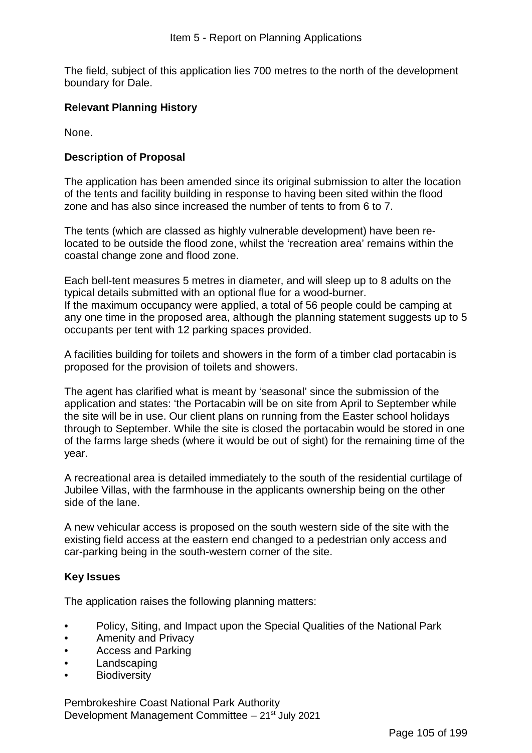The field, subject of this application lies 700 metres to the north of the development boundary for Dale.

**Relevant Planning History**

None.

**Description of Proposal**

The application has been amended since its original submission to alter the location of the tents and facility building in response to having been sited within the flood zone and has also since increased the number of tents to from 6 to 7.

The tents (which are classed as highly vulnerable development) have been re-located to be outside the flood zone, whilst the 'recreation area' remains within the coastal change zone and flood zone.

Each bell-tent measures 5 metres in diameter, and will sleep up to 8 adults on the typical details submitted with an optional flue for a wood-burner.
If the maximum occupancy were applied, a total of 56 people could be camping at any one time in the proposed area, although the planning statement suggests up to 5 occupants per tent with 12 parking spaces provided.

A facilities building for toilets and showers in the form of a timber clad portacabin is proposed for the provision of toilets and showers.

The agent has clarified what is meant by 'seasonal' since the submission of the application and states: 'the Portacabin will be on site from April to September while the site will be in use. Our client plans on running from the Easter school holidays through to September. While the site is closed the portacabin would be stored in one of the farms large sheds (where it would be out of sight) for the remaining time of the year.

A recreational area is detailed immediately to the south of the residential curtilage of Jubilee Villas, with the farmhouse in the applicants ownership being on the other side of the lane.

A new vehicular access is proposed on the south western side of the site with the existing field access at the eastern end changed to a pedestrian only access and car-parking being in the south-western corner of the site.

**Key Issues**

The application raises the following planning matters:

- Policy, Siting, and Impact upon the Special Qualities of the National Park
- Amenity and Privacy
- Access and Parking
- Landscaping
- Biodiversity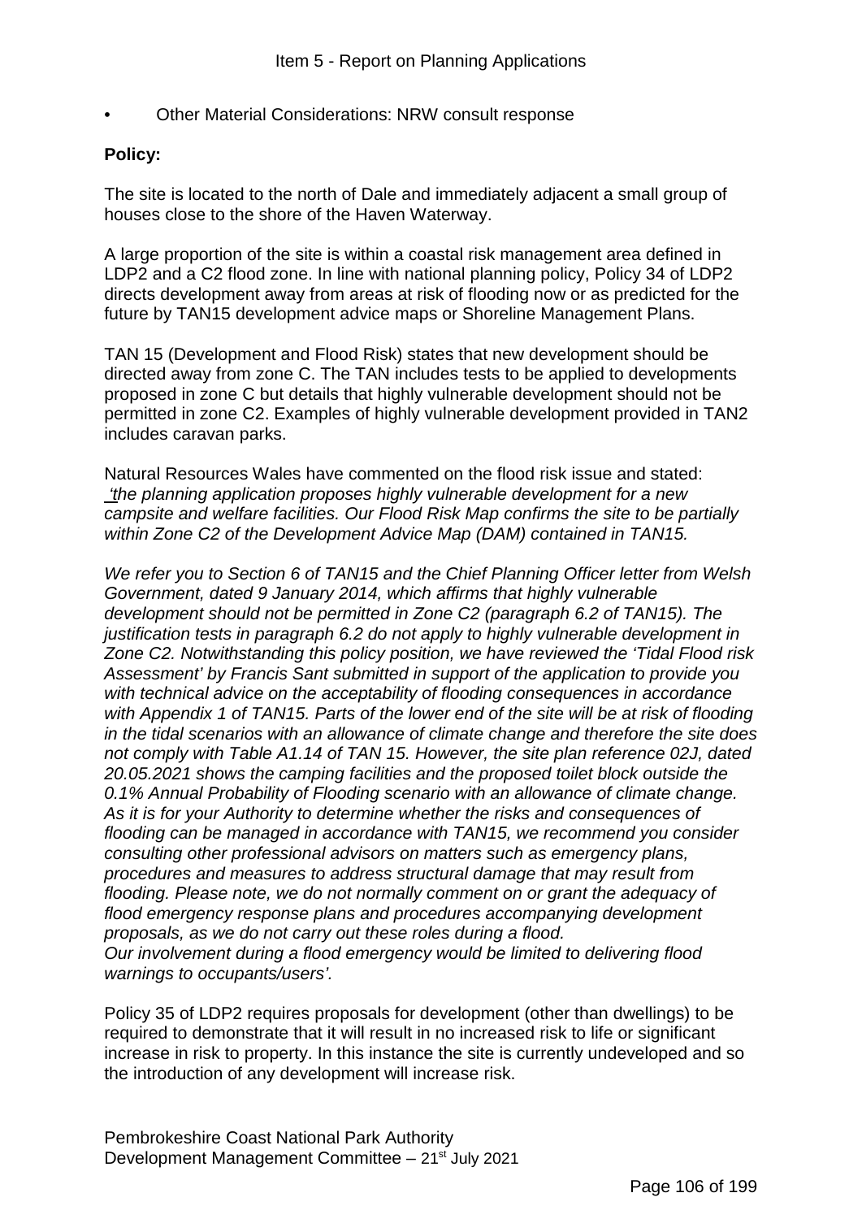- Other Material Considerations: NRW consult response

**Policy:**

The site is located to the north of Dale and immediately adjacent a small group of houses close to the shore of the Haven Waterway.

A large proportion of the site is within a coastal risk management area defined in LDP2 and a C2 flood zone. In line with national planning policy, Policy 34 of LDP2 directs development away from areas at risk of flooding now or as predicted for the future by TAN15 development advice maps or Shoreline Management Plans.

TAN 15 (Development and Flood Risk) states that new development should be directed away from zone C. The TAN includes tests to be applied to developments proposed in zone C but details that highly vulnerable development should not be permitted in zone C2. Examples of highly vulnerable development provided in TAN2 includes caravan parks.

Natural Resources Wales have commented on the flood risk issue and stated: *'the planning application proposes highly vulnerable development for a new campsite and welfare facilities. Our Flood Risk Map confirms the site to be partially within Zone C2 of the Development Advice Map (DAM) contained in TAN15.*

*We refer you to Section 6 of TAN15 and the Chief Planning Officer letter from Welsh Government, dated 9 January 2014, which affirms that highly vulnerable development should not be permitted in Zone C2 (paragraph 6.2 of TAN15). The justification tests in paragraph 6.2 do not apply to highly vulnerable development in Zone C2. Notwithstanding this policy position, we have reviewed the 'Tidal Flood risk Assessment' by Francis Sant submitted in support of the application to provide you with technical advice on the acceptability of flooding consequences in accordance with Appendix 1 of TAN15. Parts of the lower end of the site will be at risk of flooding in the tidal scenarios with an allowance of climate change and therefore the site does not comply with Table A1.14 of TAN 15. However, the site plan reference 02J, dated 20.05.2021 shows the camping facilities and the proposed toilet block outside the 0.1% Annual Probability of Flooding scenario with an allowance of climate change. As it is for your Authority to determine whether the risks and consequences of flooding can be managed in accordance with TAN15, we recommend you consider consulting other professional advisors on matters such as emergency plans, procedures and measures to address structural damage that may result from flooding. Please note, we do not normally comment on or grant the adequacy of flood emergency response plans and procedures accompanying development proposals, as we do not carry out these roles during a flood. Our involvement during a flood emergency would be limited to delivering flood warnings to occupants/users'.*

Policy 35 of LDP2 requires proposals for development (other than dwellings) to be required to demonstrate that it will result in no increased risk to life or significant increase in risk to property. In this instance the site is currently undeveloped and so the introduction of any development will increase risk.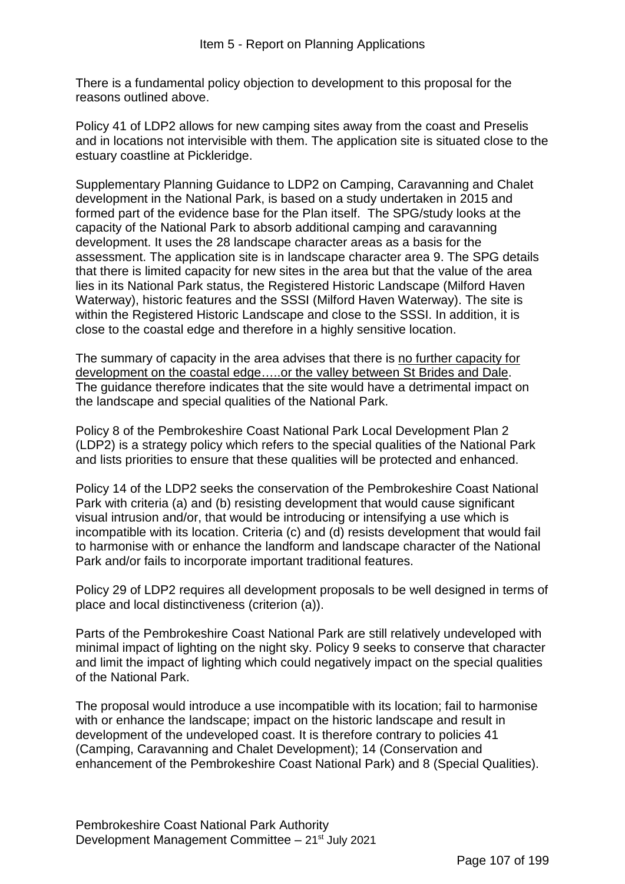There is a fundamental policy objection to development to this proposal for the reasons outlined above.

Policy 41 of LDP2 allows for new camping sites away from the coast and Preselis and in locations not intervisible with them. The application site is situated close to the estuary coastline at Pickleridge.

Supplementary Planning Guidance to LDP2 on Camping, Caravanning and Chalet development in the National Park, is based on a study undertaken in 2015 and formed part of the evidence base for the Plan itself. The SPG/study looks at the capacity of the National Park to absorb additional camping and caravanning development. It uses the 28 landscape character areas as a basis for the assessment. The application site is in landscape character area 9. The SPG details that there is limited capacity for new sites in the area but that the value of the area lies in its National Park status, the Registered Historic Landscape (Milford Haven Waterway), historic features and the SSSI (Milford Haven Waterway). The site is within the Registered Historic Landscape and close to the SSSI. In addition, it is close to the coastal edge and therefore in a highly sensitive location.

The summary of capacity in the area advises that there is <u>no further capacity for development on the coastal edge…..or the valley between St Brides and Dale</u>. The guidance therefore indicates that the site would have a detrimental impact on the landscape and special qualities of the National Park.

Policy 8 of the Pembrokeshire Coast National Park Local Development Plan 2 (LDP2) is a strategy policy which refers to the special qualities of the National Park and lists priorities to ensure that these qualities will be protected and enhanced.

Policy 14 of the LDP2 seeks the conservation of the Pembrokeshire Coast National Park with criteria (a) and (b) resisting development that would cause significant visual intrusion and/or, that would be introducing or intensifying a use which is incompatible with its location. Criteria (c) and (d) resists development that would fail to harmonise with or enhance the landform and landscape character of the National Park and/or fails to incorporate important traditional features.

Policy 29 of LDP2 requires all development proposals to be well designed in terms of place and local distinctiveness (criterion (a)).

Parts of the Pembrokeshire Coast National Park are still relatively undeveloped with minimal impact of lighting on the night sky. Policy 9 seeks to conserve that character and limit the impact of lighting which could negatively impact on the special qualities of the National Park.

The proposal would introduce a use incompatible with its location; fail to harmonise with or enhance the landscape; impact on the historic landscape and result in development of the undeveloped coast. It is therefore contrary to policies 41 (Camping, Caravanning and Chalet Development); 14 (Conservation and enhancement of the Pembrokeshire Coast National Park) and 8 (Special Qualities).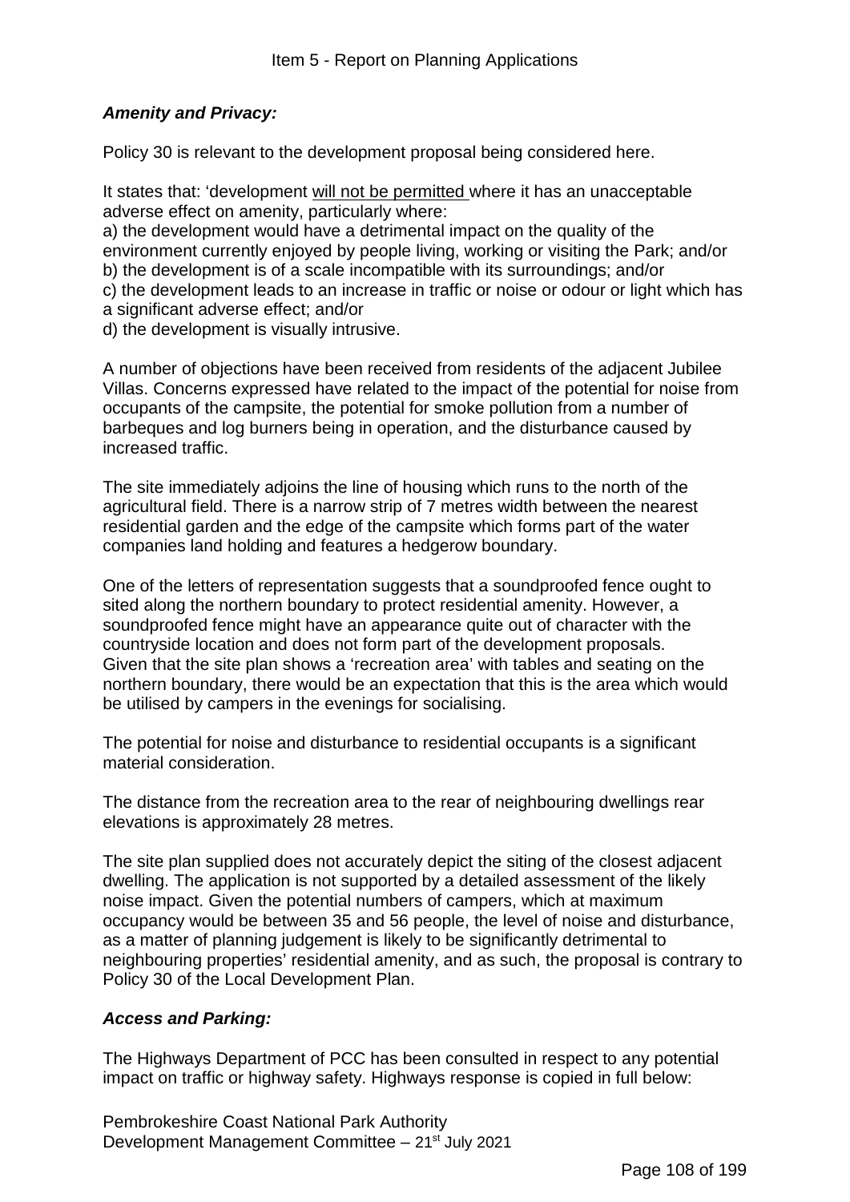### *Amenity and Privacy:*

Policy 30 is relevant to the development proposal being considered here.

It states that: 'development <u>will not be permitted</u> where it has an unacceptable adverse effect on amenity, particularly where:
a) the development would have a detrimental impact on the quality of the environment currently enjoyed by people living, working or visiting the Park; and/or
b) the development is of a scale incompatible with its surroundings; and/or
c) the development leads to an increase in traffic or noise or odour or light which has a significant adverse effect; and/or
d) the development is visually intrusive.

A number of objections have been received from residents of the adjacent Jubilee Villas. Concerns expressed have related to the impact of the potential for noise from occupants of the campsite, the potential for smoke pollution from a number of barbeques and log burners being in operation, and the disturbance caused by increased traffic.

The site immediately adjoins the line of housing which runs to the north of the agricultural field. There is a narrow strip of 7 metres width between the nearest residential garden and the edge of the campsite which forms part of the water companies land holding and features a hedgerow boundary.

One of the letters of representation suggests that a soundproofed fence ought to sited along the northern boundary to protect residential amenity. However, a soundproofed fence might have an appearance quite out of character with the countryside location and does not form part of the development proposals. Given that the site plan shows a 'recreation area' with tables and seating on the northern boundary, there would be an expectation that this is the area which would be utilised by campers in the evenings for socialising.

The potential for noise and disturbance to residential occupants is a significant material consideration.

The distance from the recreation area to the rear of neighbouring dwellings rear elevations is approximately 28 metres.

The site plan supplied does not accurately depict the siting of the closest adjacent dwelling. The application is not supported by a detailed assessment of the likely noise impact. Given the potential numbers of campers, which at maximum occupancy would be between 35 and 56 people, the level of noise and disturbance, as a matter of planning judgement is likely to be significantly detrimental to neighbouring properties' residential amenity, and as such, the proposal is contrary to Policy 30 of the Local Development Plan.

### *Access and Parking:*

The Highways Department of PCC has been consulted in respect to any potential impact on traffic or highway safety. Highways response is copied in full below: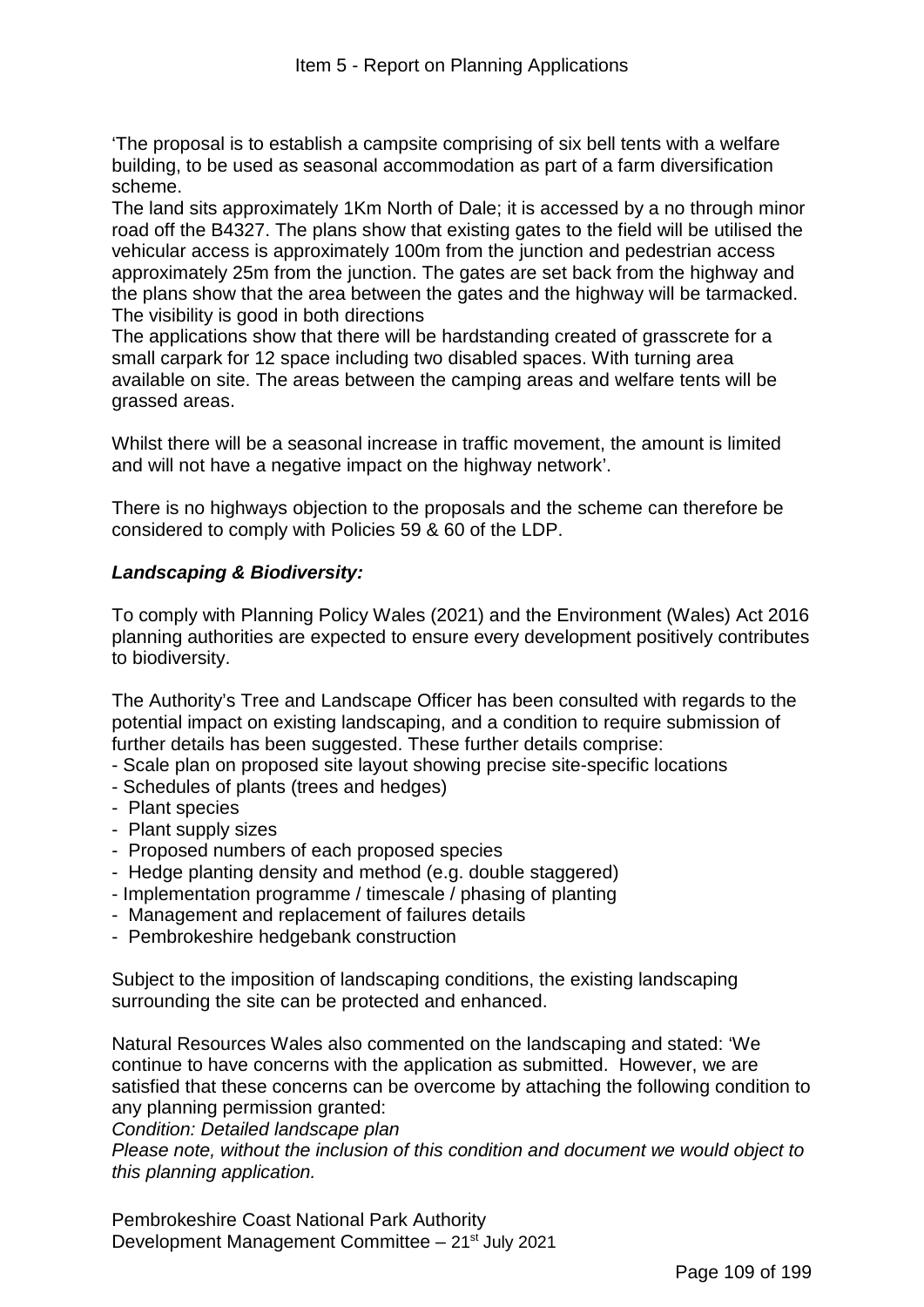'The proposal is to establish a campsite comprising of six bell tents with a welfare building, to be used as seasonal accommodation as part of a farm diversification scheme.
The land sits approximately 1Km North of Dale; it is accessed by a no through minor road off the B4327. The plans show that existing gates to the field will be utilised the vehicular access is approximately 100m from the junction and pedestrian access approximately 25m from the junction. The gates are set back from the highway and the plans show that the area between the gates and the highway will be tarmacked. The visibility is good in both directions
The applications show that there will be hardstanding created of grasscrete for a small carpark for 12 space including two disabled spaces. With turning area available on site. The areas between the camping areas and welfare tents will be grassed areas.

Whilst there will be a seasonal increase in traffic movement, the amount is limited and will not have a negative impact on the highway network'.

There is no highways objection to the proposals and the scheme can therefore be considered to comply with Policies 59 & 60 of the LDP.

***Landscaping & Biodiversity:***

To comply with Planning Policy Wales (2021) and the Environment (Wales) Act 2016 planning authorities are expected to ensure every development positively contributes to biodiversity.

The Authority's Tree and Landscape Officer has been consulted with regards to the potential impact on existing landscaping, and a condition to require submission of further details has been suggested. These further details comprise:

- Scale plan on proposed site layout showing precise site-specific locations
- Schedules of plants (trees and hedges)
- Plant species
- Plant supply sizes
- Proposed numbers of each proposed species
- Hedge planting density and method (e.g. double staggered)
- Implementation programme / timescale / phasing of planting
- Management and replacement of failures details
- Pembrokeshire hedgebank construction

Subject to the imposition of landscaping conditions, the existing landscaping surrounding the site can be protected and enhanced.

Natural Resources Wales also commented on the landscaping and stated: 'We continue to have concerns with the application as submitted. However, we are satisfied that these concerns can be overcome by attaching the following condition to any planning permission granted:
*Condition: Detailed landscape plan*
*Please note, without the inclusion of this condition and document we would object to this planning application.*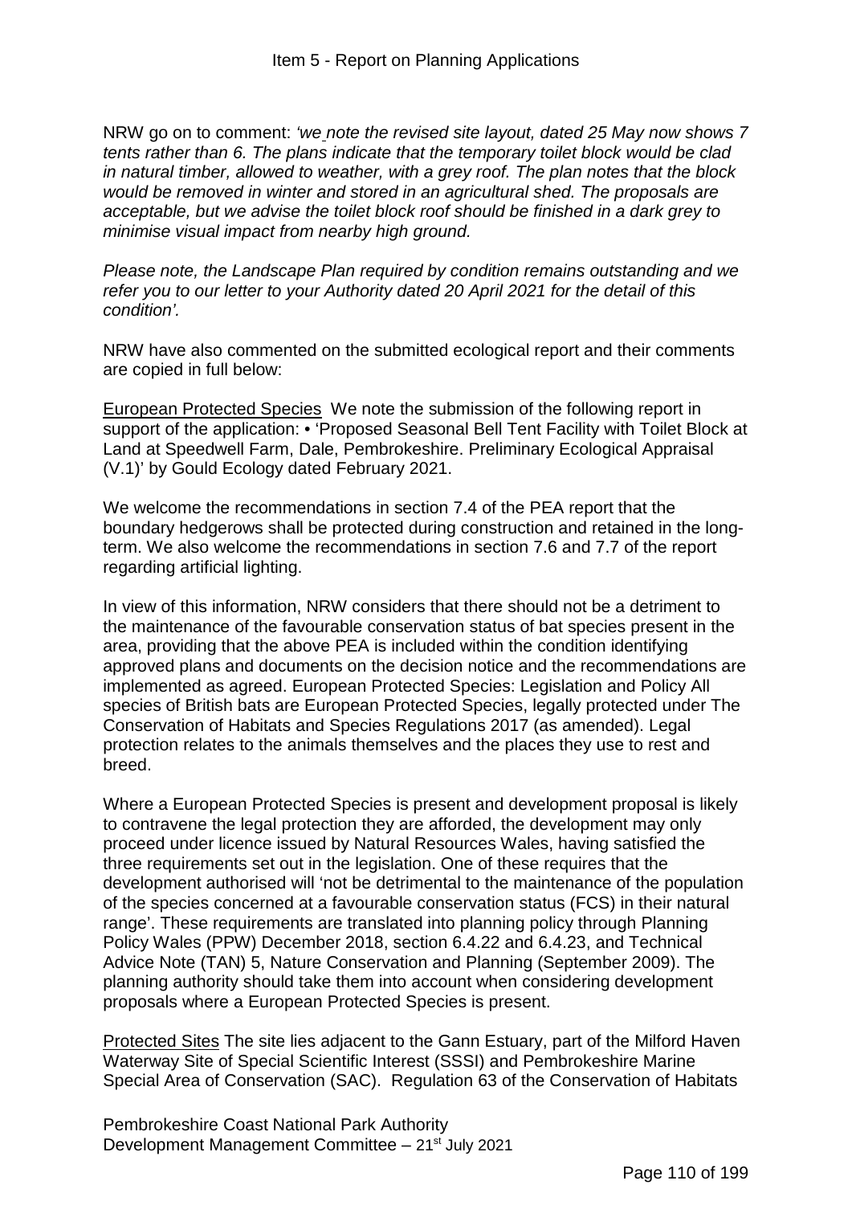NRW go on to comment: *'we note the revised site layout, dated 25 May now shows 7 tents rather than 6. The plans indicate that the temporary toilet block would be clad in natural timber, allowed to weather, with a grey roof. The plan notes that the block would be removed in winter and stored in an agricultural shed. The proposals are acceptable, but we advise the toilet block roof should be finished in a dark grey to minimise visual impact from nearby high ground.*

*Please note, the Landscape Plan required by condition remains outstanding and we refer you to our letter to your Authority dated 20 April 2021 for the detail of this condition'.*

NRW have also commented on the submitted ecological report and their comments are copied in full below:

European Protected Species We note the submission of the following report in support of the application: • 'Proposed Seasonal Bell Tent Facility with Toilet Block at Land at Speedwell Farm, Dale, Pembrokeshire. Preliminary Ecological Appraisal (V.1)' by Gould Ecology dated February 2021.

We welcome the recommendations in section 7.4 of the PEA report that the boundary hedgerows shall be protected during construction and retained in the long-term. We also welcome the recommendations in section 7.6 and 7.7 of the report regarding artificial lighting.

In view of this information, NRW considers that there should not be a detriment to the maintenance of the favourable conservation status of bat species present in the area, providing that the above PEA is included within the condition identifying approved plans and documents on the decision notice and the recommendations are implemented as agreed. European Protected Species: Legislation and Policy All species of British bats are European Protected Species, legally protected under The Conservation of Habitats and Species Regulations 2017 (as amended). Legal protection relates to the animals themselves and the places they use to rest and breed.

Where a European Protected Species is present and development proposal is likely to contravene the legal protection they are afforded, the development may only proceed under licence issued by Natural Resources Wales, having satisfied the three requirements set out in the legislation. One of these requires that the development authorised will 'not be detrimental to the maintenance of the population of the species concerned at a favourable conservation status (FCS) in their natural range'. These requirements are translated into planning policy through Planning Policy Wales (PPW) December 2018, section 6.4.22 and 6.4.23, and Technical Advice Note (TAN) 5, Nature Conservation and Planning (September 2009). The planning authority should take them into account when considering development proposals where a European Protected Species is present.

Protected Sites The site lies adjacent to the Gann Estuary, part of the Milford Haven Waterway Site of Special Scientific Interest (SSSI) and Pembrokeshire Marine Special Area of Conservation (SAC). Regulation 63 of the Conservation of Habitats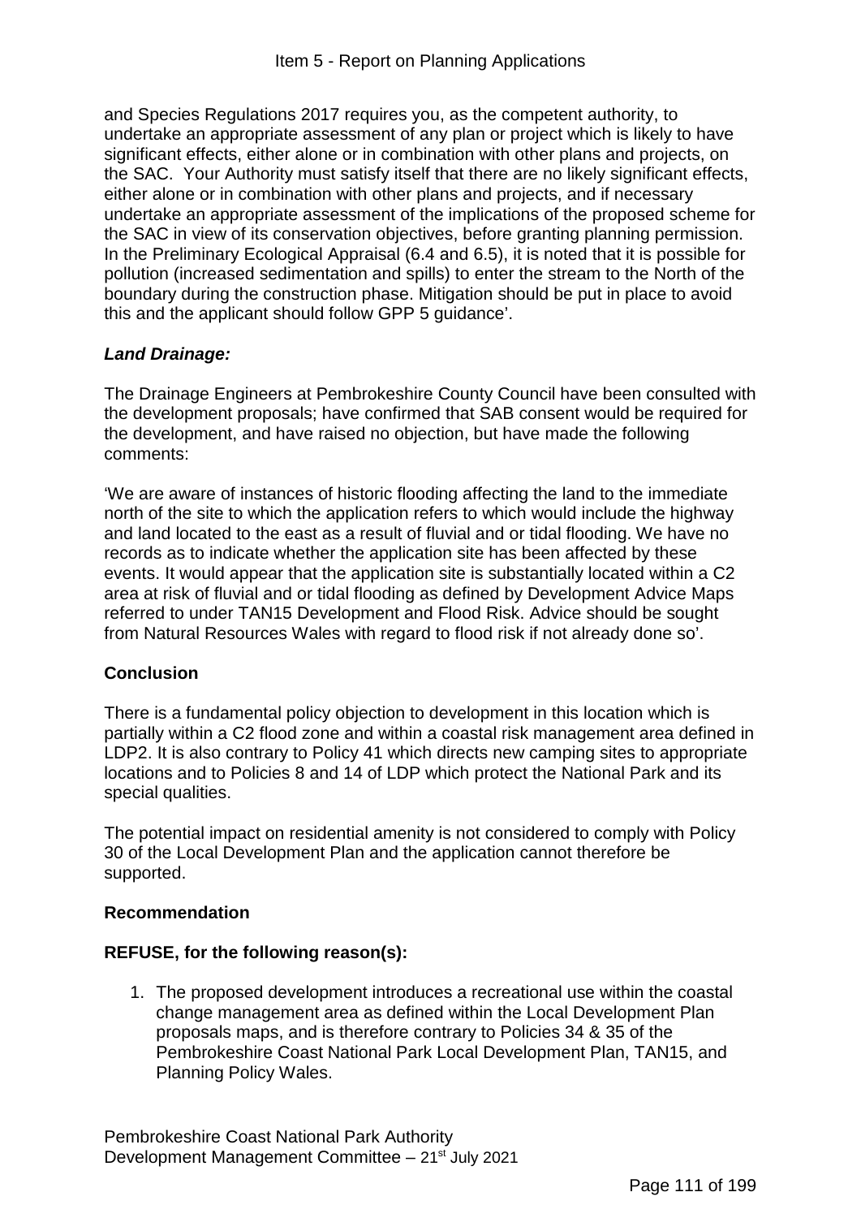and Species Regulations 2017 requires you, as the competent authority, to undertake an appropriate assessment of any plan or project which is likely to have significant effects, either alone or in combination with other plans and projects, on the SAC. Your Authority must satisfy itself that there are no likely significant effects, either alone or in combination with other plans and projects, and if necessary undertake an appropriate assessment of the implications of the proposed scheme for the SAC in view of its conservation objectives, before granting planning permission. In the Preliminary Ecological Appraisal (6.4 and 6.5), it is noted that it is possible for pollution (increased sedimentation and spills) to enter the stream to the North of the boundary during the construction phase. Mitigation should be put in place to avoid this and the applicant should follow GPP 5 guidance'.

***Land Drainage:***

The Drainage Engineers at Pembrokeshire County Council have been consulted with the development proposals; have confirmed that SAB consent would be required for the development, and have raised no objection, but have made the following comments:

'We are aware of instances of historic flooding affecting the land to the immediate north of the site to which the application refers to which would include the highway and land located to the east as a result of fluvial and or tidal flooding. We have no records as to indicate whether the application site has been affected by these events. It would appear that the application site is substantially located within a C2 area at risk of fluvial and or tidal flooding as defined by Development Advice Maps referred to under TAN15 Development and Flood Risk. Advice should be sought from Natural Resources Wales with regard to flood risk if not already done so'.

**Conclusion**

There is a fundamental policy objection to development in this location which is partially within a C2 flood zone and within a coastal risk management area defined in LDP2. It is also contrary to Policy 41 which directs new camping sites to appropriate locations and to Policies 8 and 14 of LDP which protect the National Park and its special qualities.

The potential impact on residential amenity is not considered to comply with Policy 30 of the Local Development Plan and the application cannot therefore be supported.

**Recommendation**

**REFUSE, for the following reason(s):**

1. The proposed development introduces a recreational use within the coastal change management area as defined within the Local Development Plan proposals maps, and is therefore contrary to Policies 34 & 35 of the Pembrokeshire Coast National Park Local Development Plan, TAN15, and Planning Policy Wales.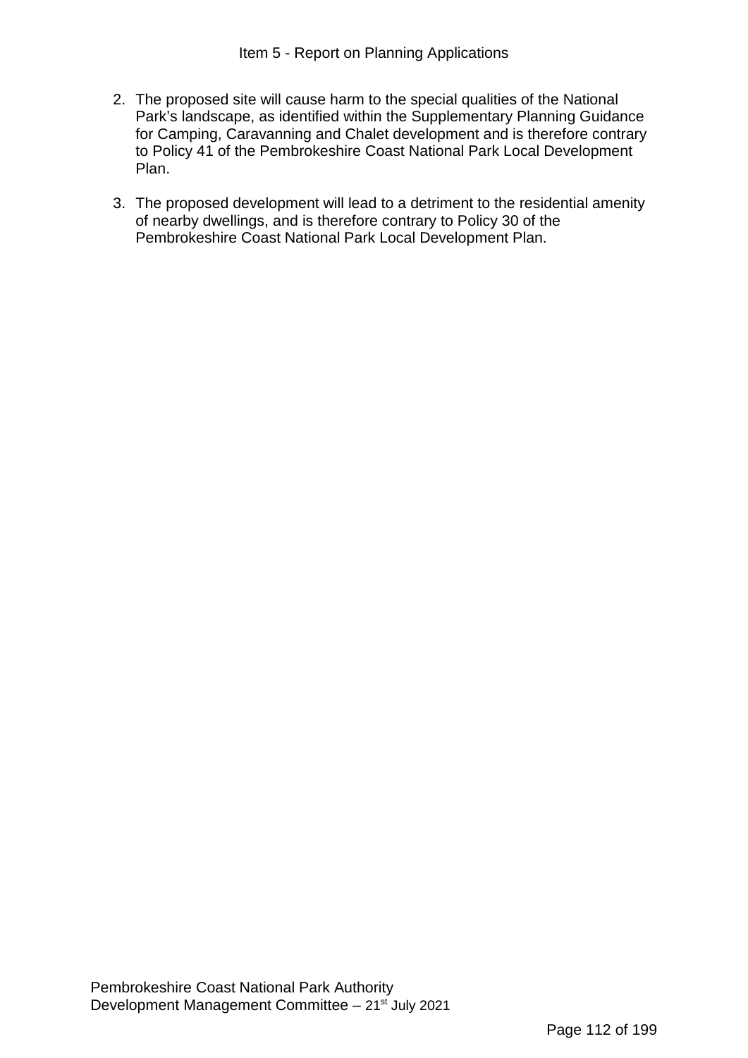2. The proposed site will cause harm to the special qualities of the National Park's landscape, as identified within the Supplementary Planning Guidance for Camping, Caravanning and Chalet development and is therefore contrary to Policy 41 of the Pembrokeshire Coast National Park Local Development Plan.

3. The proposed development will lead to a detriment to the residential amenity of nearby dwellings, and is therefore contrary to Policy 30 of the Pembrokeshire Coast National Park Local Development Plan.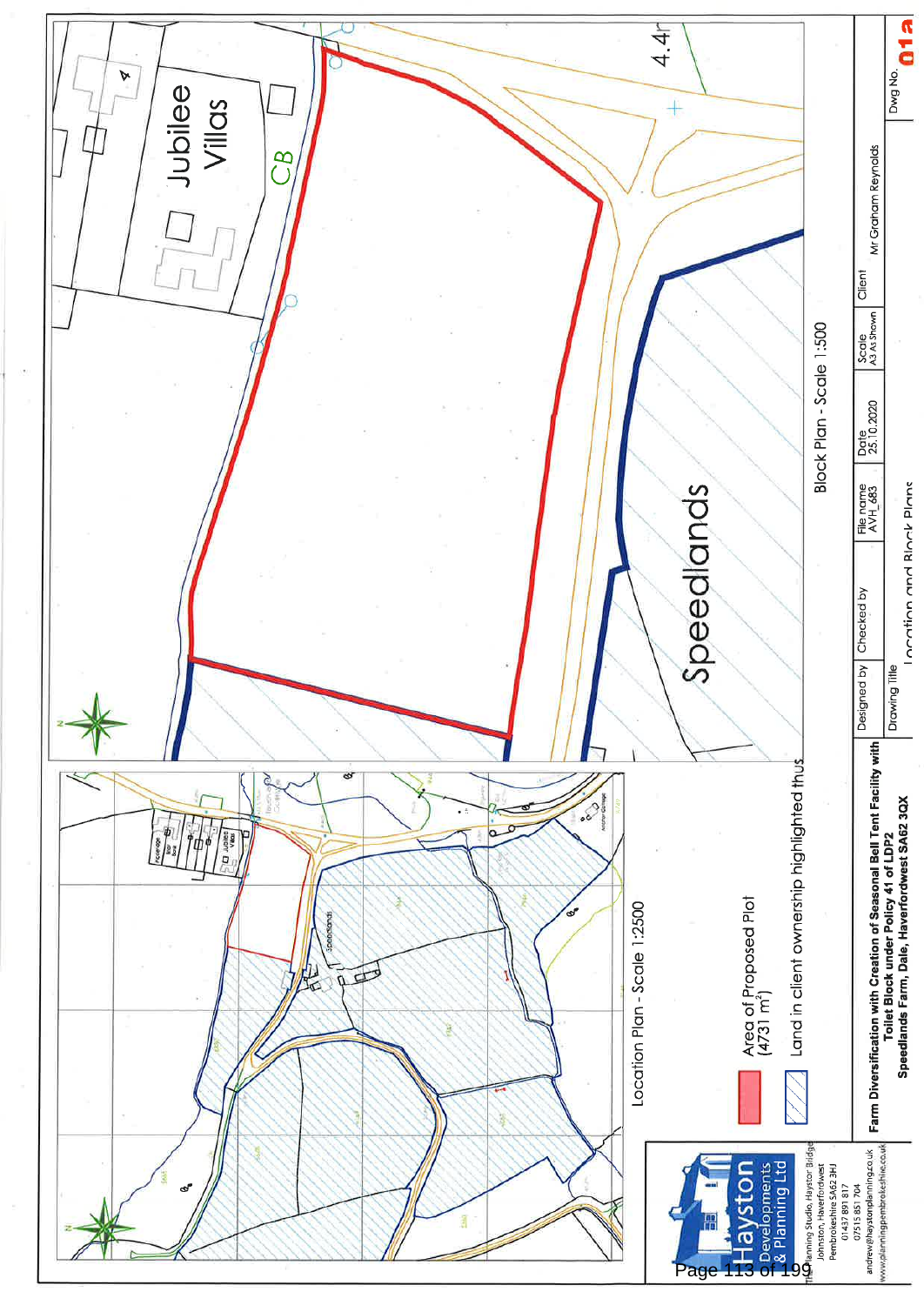# Block Plan - Scale 1:500

Jubilee Villas

CB

Speedlands

4.4m

# Location Plan - Scale 1:2500

Area of Proposed Plot (4731 $m^2$)

Land in client ownership highlighted thus

**Hayston Developments & Planning Ltd**

The Planning Studio, Hayston Bridge
Johnston, Haverfordwest
Pembrokeshire SA62 3HJ
01437 891 817
07515 851 704
andrew@haystonplanning.co.uk
www.planningpembrokeshire.co.uk

**Farm Diversification with Creation of Seasonal Bell Tent Facility with Toilet Block under Policy 41 of LDP2**
**Speedlands Farm, Dale, Haverfordwest SA62 3QX**

| Designed by | Checked by | File name | Date | Scale | Client |
| --- | --- | --- | --- | --- | --- |
| | | AVH_683 | 25.10.2020 | A3 As Shown | Mr Graham Reynolds |

Drawing Title: Location and Block Plans

Dwg No. 01a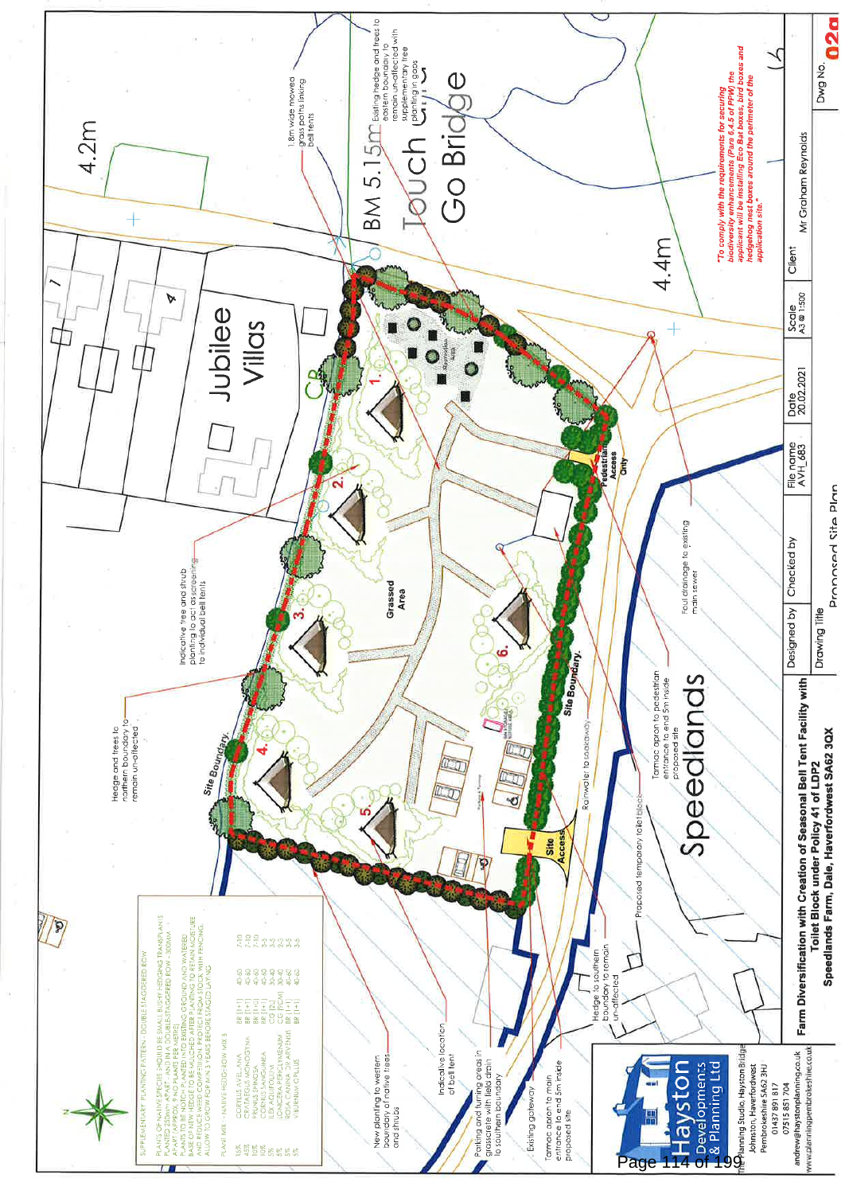SUPPLEMENTARY PLANTING PATTERN - DOUBLE STAGGERED ROW

PLANTS OF NATIVE SPECIES SHOULD BE SMALL BUSHY HEDGING TRANSPLANTS PLANTED 300mm APART AND IN A DOUBLE STAGGERED ROW - 300MM APART (APPROX. 9 NO PLANTS PER METRE). PLANTS TO BE NOTCH PLANTED INTO EXISTING GROUND AND WATERED. BASE OF NEW HEDGE TO BE MULCHED AFTER PLANTING TO RETAIN MOISTURE AND REDUCE WEED COMPETITION. PROTECT FROM STOCK WITH FENCING. ALLOW TO GROW FOR MIN 3 YEARS BEFORE STAGED LAYING

PLANT MIX - NATIVE HEDGEROW MIX B

| % | Species | Type | Size | |
|---|---|---|---|---|
| 15% | CORYLUS AVELLANA | BR (1+1) | 40-60 | 7-10 |
| 45% | CRATAEGUS MONOGYNA | BR (1+1) | 40-60 | 7-10 |
| 10% | PRUNUS SPINOSA | BR (1+1) | 40-60 | 7-10 |
| 10% | CORNUS SANGUINEA | BR (1+1) | 40-60 | 3-5 |
| 5% | ILEX AQUIFOLIUM | CG (2L) | 30-40 | 3-5 |
| 5% | LONICERA PERICLYMENUM | CG (9CM) | 30-40 | 2-3 |
| 5% | ROSA CANINA / R. ARVENSIS | BR (1+1) | 40-60 | 3-5 |
| 5% | VIBURNUM OPULUS | BR (1+1) | 40-60 | 3-5 |

New planting to western boundary of native trees and shrubs

Indicative location of bell tent

Parking and turning areas in grasscrete with field drain to southern boundary

Existing gateway

Tarmac apron to main entrance to end 5m inside proposed site

Hedge to southern boundary to remain un-affected

Proposed temporary toilet block

Rainwater to soakaway

Tarmac apron to pedestrian entrance to end 5m inside proposed site

Foul drainage to existing main sewer

Hedge and trees to northern boundary to remain un-affected

Indicative tree and shrub planting to act as screening to individual bell tents

1.8m wide mowed grass paths linking bell tents

Existing hedge and trees to eastern boundary to remain un-affected with supplementary tree planting in gaps

Site Boundary.

Site Access

Pedestrian Access Only

Grassed Area

Jubilee Villas

Speedlands

Touch and Go Bridge

BM 5.15m

4.2m

4.4m

*"To comply with the requirements for securing biodiversity enhancements (Para 6.4.5 of PPW) the applicant will be installing Eco Bat boxes, bird boxes and hedgehog nest boxes around the perimeter of the application site."*

**Hayston Developments & Planning Ltd**
The Planning Studio, Hayston Bridge
Johnston, Haverfordwest
Pembrokeshire SA62 3HJ
01437 891 817
07515 851 704
andrew@haystonplanning.co.uk
www.planningpembrokeshire.co.uk

**Farm Diversification with Creation of Seasonal Bell Tent Facility with Toilet Block under Policy 41 of LDP2**
**Speedlands Farm, Dale, Haverfordwest SA62 3QX**

| Designed by | Checked by | File name | Date | Scale | Client | Dwg No. |
|---|---|---|---|---|---|---|
| | | AVH_683 | 20.02.2021 | A3 @ 1:500 | Mr Graham Reynolds | 02a |

Drawing Title: Proposed Site Plan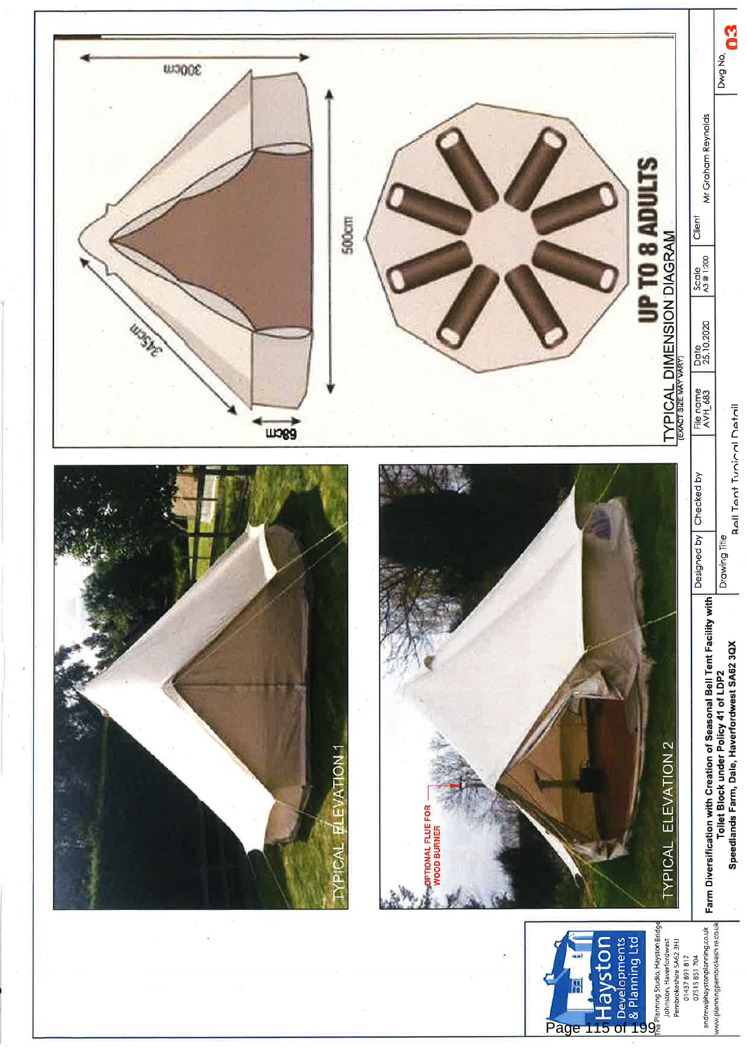TYPICAL ELEVATION 1

OPTIONAL FLUE FOR WOOD BURNER

TYPICAL ELEVATION 2

300cm

345cm

500cm

68cm

UP TO 8 ADULTS

TYPICAL DIMENSION DIAGRAM
(EXACT SIZE MAY VARY)

Hayston Developments & Planning Ltd

The Planning Studio, Hayston Bridge
Johnston, Haverfordwest
Pembrokeshire SA62 3HJ
01437 891 817
07515 851 704
andrew@haystonplanning.co.uk
www.planningpembrokeshire.co.uk

| Farm Diversification with Creation of Seasonal Bell Tent Facility with Toilet Block under Policy 41 of LDP2<br>Speedlands Farm, Dale, Haverfordwest SA62 3QX | Designed by | Checked by | File name<br>AVH_683 | Date<br>25.10.2020 | Scale<br>A3 @ 1:200 | Client<br>Mr Graham Reynolds | Dwg No.<br>03 |
|---|---|---|---|---|---|---|---|
| | Drawing Title<br>Bell Tent Typical Detail | | | | | | |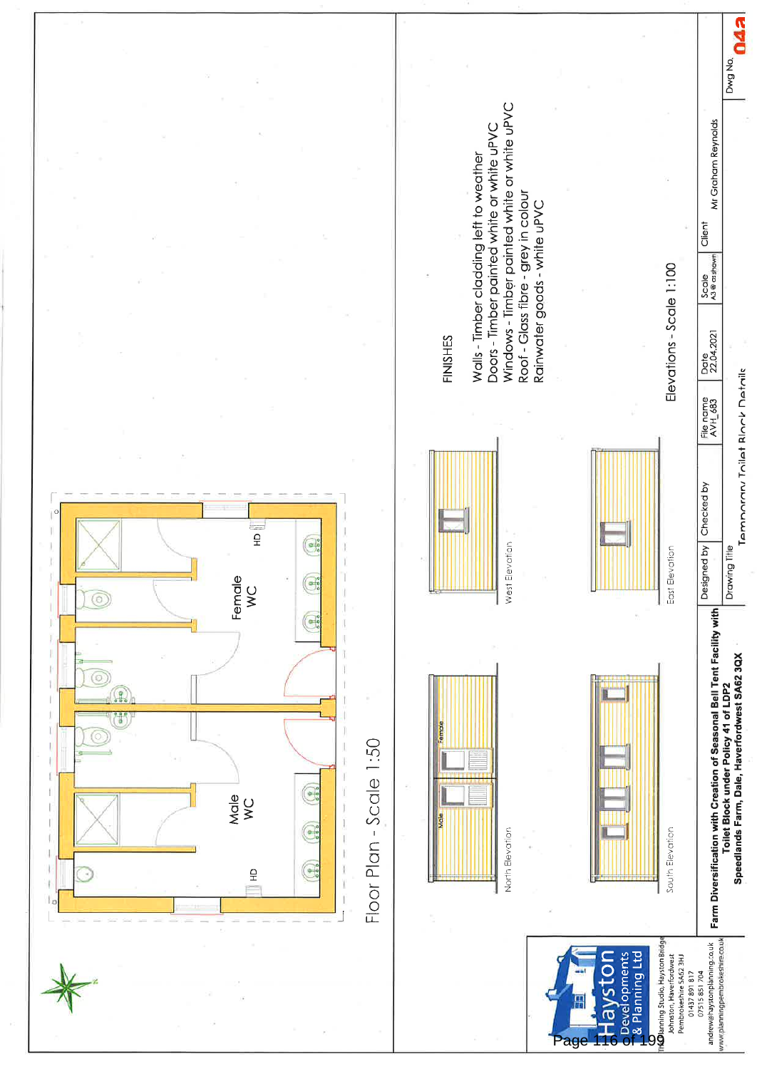Floor Plan - Scale 1:50

Male WC

Female WC

HD

HD

North Elevation

West Elevation

South Elevation

East Elevation

Male

Female

FINISHES

Walls - Timber cladding left to weather
Doors - Timber painted white or white uPVC
Windows - Timber painted white or white uPVC
Roof - Glass fibre - grey in colour
Rainwater goods - white uPVC

Elevations - Scale 1:100

Hayston Developments & Planning Ltd

The Planning Studio, Hayston Bridge
Johnston, Haverfordwest
Pembrokeshire SA62 3HJ
01437 891 817
07515 851 704
andrew@haystonplanning.co.uk
www.planningpembrokeshire.co.uk

**Farm Diversification with Creation of Seasonal Bell Tent Facility with Toilet Block under Policy 41 of LDP2**
**Speedlands Farm, Dale, Haverfordwest SA62 3QX**

| Designed by | Checked by | File name | Date | Scale | Client | Dwg No. |
|---|---|---|---|---|---|---|
| | | AVH_683 | 22.04.2021 | A3 @ as shown | Mr Graham Reynolds | 04a |

Drawing Title

Temporary Toilet Block Details